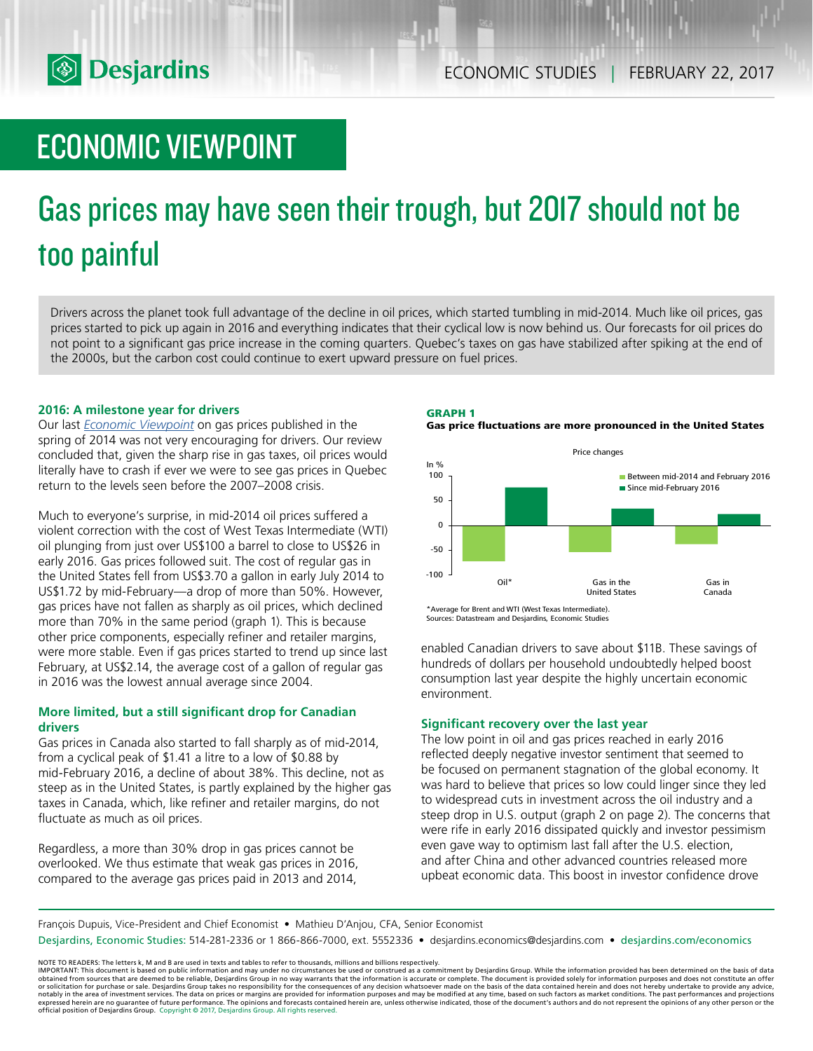# ECONOMIC VIEWPOINT

# Gas prices may have seen their trough, but 2017 should not be too painful

Drivers across the planet took full advantage of the decline in oil prices, which started tumbling in mid-2014. Much like oil prices, gas prices started to pick up again in 2016 and everything indicates that their cyclical low is now behind us. Our forecasts for oil prices do not point to a significant gas price increase in the coming quarters. Quebec's taxes on gas have stabilized after spiking at the end of the 2000s, but the carbon cost could continue to exert upward pressure on fuel prices.

### 2016: A milestone year for drivers

Our last *Economic Viewpoint* on gas prices published in the spring of 2014 was not very encouraging for drivers. Our review concluded that, given the sharp rise in gas taxes, oil prices would literally have to crash if ever we were to see gas prices in Quebec return to the levels seen before the 2007–2008 crisis.

Much to everyone's surprise, in mid-2014 oil prices suffered a violent correction with the cost of West Texas Intermediate (WTI) oil plunging from just over US$100 a barrel to close to US$26 in early 2016. Gas prices followed suit. The cost of regular gas in the United States fell from US$3.70 a gallon in early July 2014 to US$1.72 by mid-February—a drop of more than 50%. However, gas prices have not fallen as sharply as oil prices, which declined more than 70% in the same period (graph 1). This is because other price components, especially refiner and retailer margins, were more stable. Even if gas prices started to trend up since last February, at US$2.14, the average cost of a gallon of regular gas in 2016 was the lowest annual average since 2004.

### More limited, but a still significant drop for Canadian drivers

Gas prices in Canada also started to fall sharply as of mid-2014, from a cyclical peak of $1.41 a litre to a low of $0.88 by mid-February 2016, a decline of about 38%. This decline, not as steep as in the United States, is partly explained by the higher gas taxes in Canada, which, like refiner and retailer margins, do not fluctuate as much as oil prices.

Regardless, a more than 30% drop in gas prices cannot be overlooked. We thus estimate that weak gas prices in 2016, compared to the average gas prices paid in 2013 and 2014, enabled Canadian drivers to save about $11B. These savings of hundreds of dollars per household undoubtedly helped boost consumption last year despite the highly uncertain economic environment.

**GRAPH 1**
**Gas price fluctuations are more pronounced in the United States**

Price changes (In %)

| | Between mid-2014 and February 2016 | Since mid-February 2016 |
|---|---|---|
| Oil* | ≈ -72 | ≈ 75 |
| Gas in the United States | ≈ -53 | ≈ 32 |
| Gas in Canada | ≈ -38 | ≈ 22 |

*Average for Brent and WTI (West Texas Intermediate).
Sources: Datastream and Desjardins, Economic Studies

### Significant recovery over the last year

The low point in oil and gas prices reached in early 2016 reflected deeply negative investor sentiment that seemed to be focused on permanent stagnation of the global economy. It was hard to believe that prices so low could linger since they led to widespread cuts in investment across the oil industry and a steep drop in U.S. output (graph 2 on page 2). The concerns that were rife in early 2016 dissipated quickly and investor pessimism even gave way to optimism last fall after the U.S. election, and after China and other advanced countries released more upbeat economic data. This boost in investor confidence drove

François Dupuis, Vice-President and Chief Economist • Mathieu D'Anjou, CFA, Senior Economist
Desjardins, Economic Studies: 514-281-2336 or 1 866-866-7000, ext. 5552336 • desjardins.economics@desjardins.com • desjardins.com/economics

NOTE TO READERS: The letters k, M and B are used in texts and tables to refer to thousands, millions and billions respectively.
IMPORTANT: This document is based on public information and may under no circumstances be used or construed as a commitment by Desjardins Group. While the information provided has been determined on the basis of data obtained from sources that are deemed to be reliable, Desjardins Group in no way warrants that the information is accurate or complete. The document is provided solely for information purposes and does not constitute an offer or solicitation for purchase or sale. Desjardins Group takes no responsibility for the consequences of any decision whatsoever made on the basis of the data contained herein and does not hereby undertake to provide any advice, notably in the area of investment services. The data on prices or margins are provided for information purposes and may be modified at any time, based on such factors as market conditions. The past performances and projections expressed herein are no guarantee of future performance. The opinions and forecasts contained herein are, unless otherwise indicated, those of the document's authors and do not represent the opinions of any other person or the official position of Desjardins Group. Copyright © 2017, Desjardins Group. All rights reserved.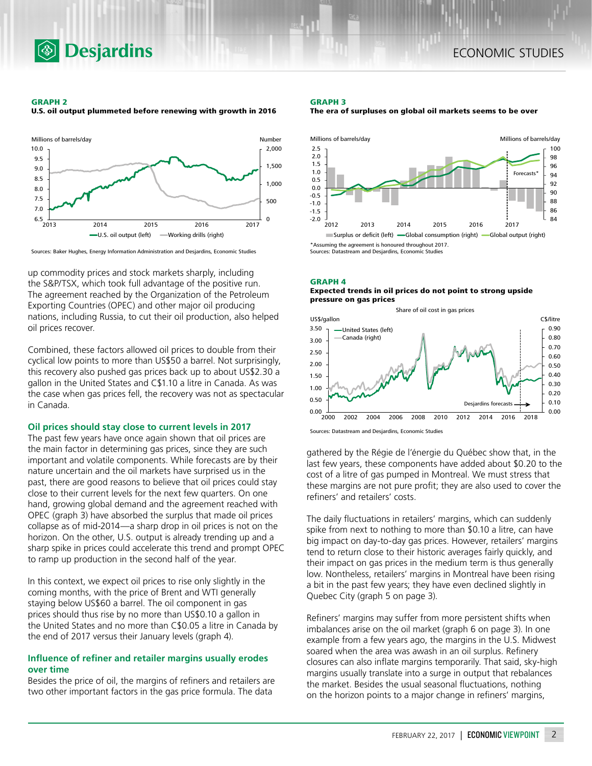**GRAPH 2**
**U.S. oil output plummeted before renewing with growth in 2016**

Sources: Baker Hughes, Energy Information Administration and Desjardins, Economic Studies

**GRAPH 3**
**The era of surpluses on global oil markets seems to be over**

*Assuming the agreement is honoured throughout 2017.
Sources: Datastream and Desjardins, Economic Studies

**GRAPH 4**
**Expected trends in oil prices do not point to strong upside pressure on gas prices**

Sources: Datastream and Desjardins, Economic Studies

up commodity prices and stock markets sharply, including the S&P/TSX, which took full advantage of the positive run. The agreement reached by the Organization of the Petroleum Exporting Countries (OPEC) and other major oil producing nations, including Russia, to cut their oil production, also helped oil prices recover.

Combined, these factors allowed oil prices to double from their cyclical low points to more than US$50 a barrel. Not surprisingly, this recovery also pushed gas prices back up to about US$2.30 a gallon in the United States and C$1.10 a litre in Canada. As was the case when gas prices fell, the recovery was not as spectacular in Canada.

### Oil prices should stay close to current levels in 2017

The past few years have once again shown that oil prices are the main factor in determining gas prices, since they are such important and volatile components. While forecasts are by their nature uncertain and the oil markets have surprised us in the past, there are good reasons to believe that oil prices could stay close to their current levels for the next few quarters. On one hand, growing global demand and the agreement reached with OPEC (graph 3) have absorbed the surplus that made oil prices collapse as of mid-2014—a sharp drop in oil prices is not on the horizon. On the other, U.S. output is already trending up and a sharp spike in prices could accelerate this trend and prompt OPEC to ramp up production in the second half of the year.

In this context, we expect oil prices to rise only slightly in the coming months, with the price of Brent and WTI generally staying below US$60 a barrel. The oil component in gas prices should thus rise by no more than US$0.10 a gallon in the United States and no more than C$0.05 a litre in Canada by the end of 2017 versus their January levels (graph 4).

### Influence of refiner and retailer margins usually erodes over time

Besides the price of oil, the margins of refiners and retailers are two other important factors in the gas price formula. The data gathered by the Régie de l'énergie du Québec show that, in the last few years, these components have added about $0.20 to the cost of a litre of gas pumped in Montreal. We must stress that these margins are not pure profit; they are also used to cover the refiners' and retailers' costs.

The daily fluctuations in retailers' margins, which can suddenly spike from next to nothing to more than $0.10 a litre, can have big impact on day-to-day gas prices. However, retailers' margins tend to return close to their historic averages fairly quickly, and their impact on gas prices in the medium term is thus generally low. Nontheless, retailers' margins in Montreal have been rising a bit in the past few years; they have even declined slightly in Quebec City (graph 5 on page 3).

Refiners' margins may suffer from more persistent shifts when imbalances arise on the oil market (graph 6 on page 3). In one example from a few years ago, the margins in the U.S. Midwest soared when the area was awash in an oil surplus. Refinery closures can also inflate margins temporarily. That said, sky-high margins usually translate into a surge in output that rebalances the market. Besides the usual seasonal fluctuations, nothing on the horizon points to a major change in refiners' margins,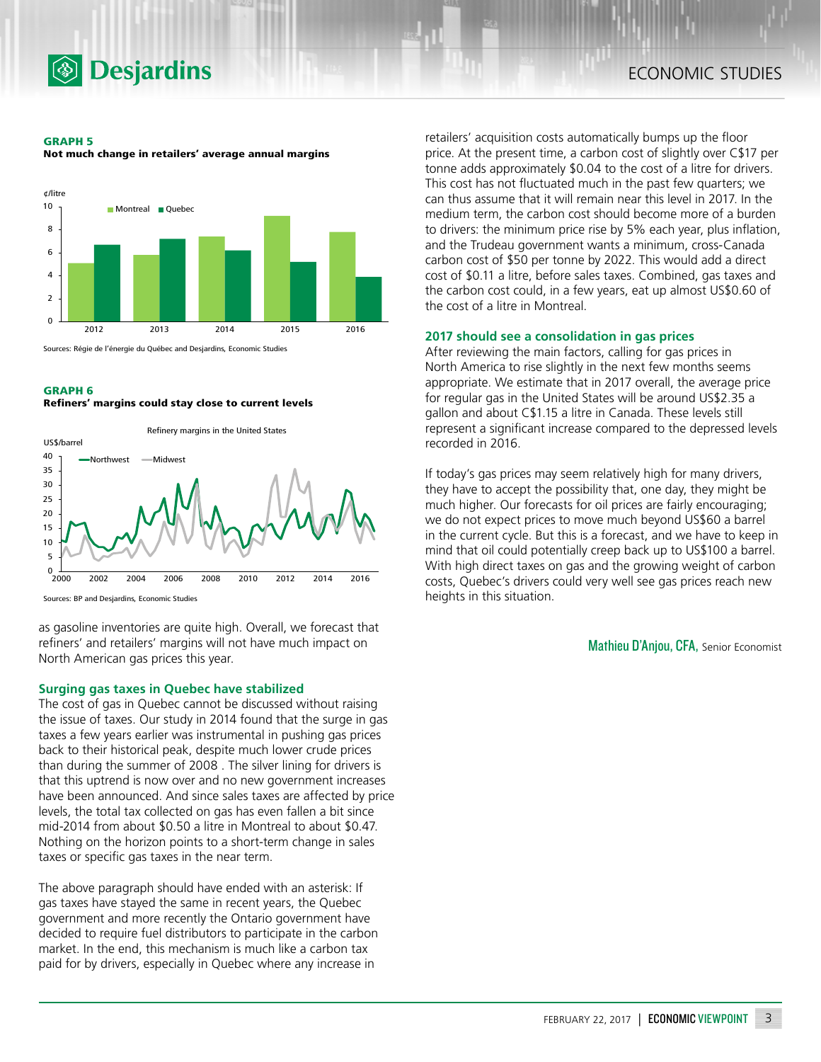**GRAPH 5**
**Not much change in retailers' average annual margins**

¢/litre
10
8
6
4
2
0
Montreal
Quebec
2012
2013
2014
2015
2016

Sources: Régie de l'énergie du Québec and Desjardins, Economic Studies

**GRAPH 6**
**Refiners' margins could stay close to current levels**

Refinery margins in the United States
US$/barrel
40
35
30
25
20
15
10
5
0
Northwest
Midwest
2000
2002
2004
2006
2008
2010
2012
2014
2016

Sources: BP and Desjardins, Economic Studies

as gasoline inventories are quite high. Overall, we forecast that refiners' and retailers' margins will not have much impact on North American gas prices this year.

### Surging gas taxes in Quebec have stabilized

The cost of gas in Quebec cannot be discussed without raising the issue of taxes. Our study in 2014 found that the surge in gas taxes a few years earlier was instrumental in pushing gas prices back to their historical peak, despite much lower crude prices than during the summer of 2008 . The silver lining for drivers is that this uptrend is now over and no new government increases have been announced. And since sales taxes are affected by price levels, the total tax collected on gas has even fallen a bit since mid-2014 from about $0.50 a litre in Montreal to about $0.47. Nothing on the horizon points to a short-term change in sales taxes or specific gas taxes in the near term.

The above paragraph should have ended with an asterisk: If gas taxes have stayed the same in recent years, the Quebec government and more recently the Ontario government have decided to require fuel distributors to participate in the carbon market. In the end, this mechanism is much like a carbon tax paid for by drivers, especially in Quebec where any increase in retailers' acquisition costs automatically bumps up the floor price. At the present time, a carbon cost of slightly over C$17 per tonne adds approximately $0.04 to the cost of a litre for drivers. This cost has not fluctuated much in the past few quarters; we can thus assume that it will remain near this level in 2017. In the medium term, the carbon cost should become more of a burden to drivers: the minimum price rise by 5% each year, plus inflation, and the Trudeau government wants a minimum, cross-Canada carbon cost of $50 per tonne by 2022. This would add a direct cost of $0.11 a litre, before sales taxes. Combined, gas taxes and the carbon cost could, in a few years, eat up almost US$0.60 of the cost of a litre in Montreal.

### 2017 should see a consolidation in gas prices

After reviewing the main factors, calling for gas prices in North America to rise slightly in the next few months seems appropriate. We estimate that in 2017 overall, the average price for regular gas in the United States will be around US$2.35 a gallon and about C$1.15 a litre in Canada. These levels still represent a significant increase compared to the depressed levels recorded in 2016.

If today's gas prices may seem relatively high for many drivers, they have to accept the possibility that, one day, they might be much higher. Our forecasts for oil prices are fairly encouraging; we do not expect prices to move much beyond US$60 a barrel in the current cycle. But this is a forecast, and we have to keep in mind that oil could potentially creep back up to US$100 a barrel. With high direct taxes on gas and the growing weight of carbon costs, Quebec's drivers could very well see gas prices reach new heights in this situation.

**Mathieu D'Anjou, CFA,** Senior Economist